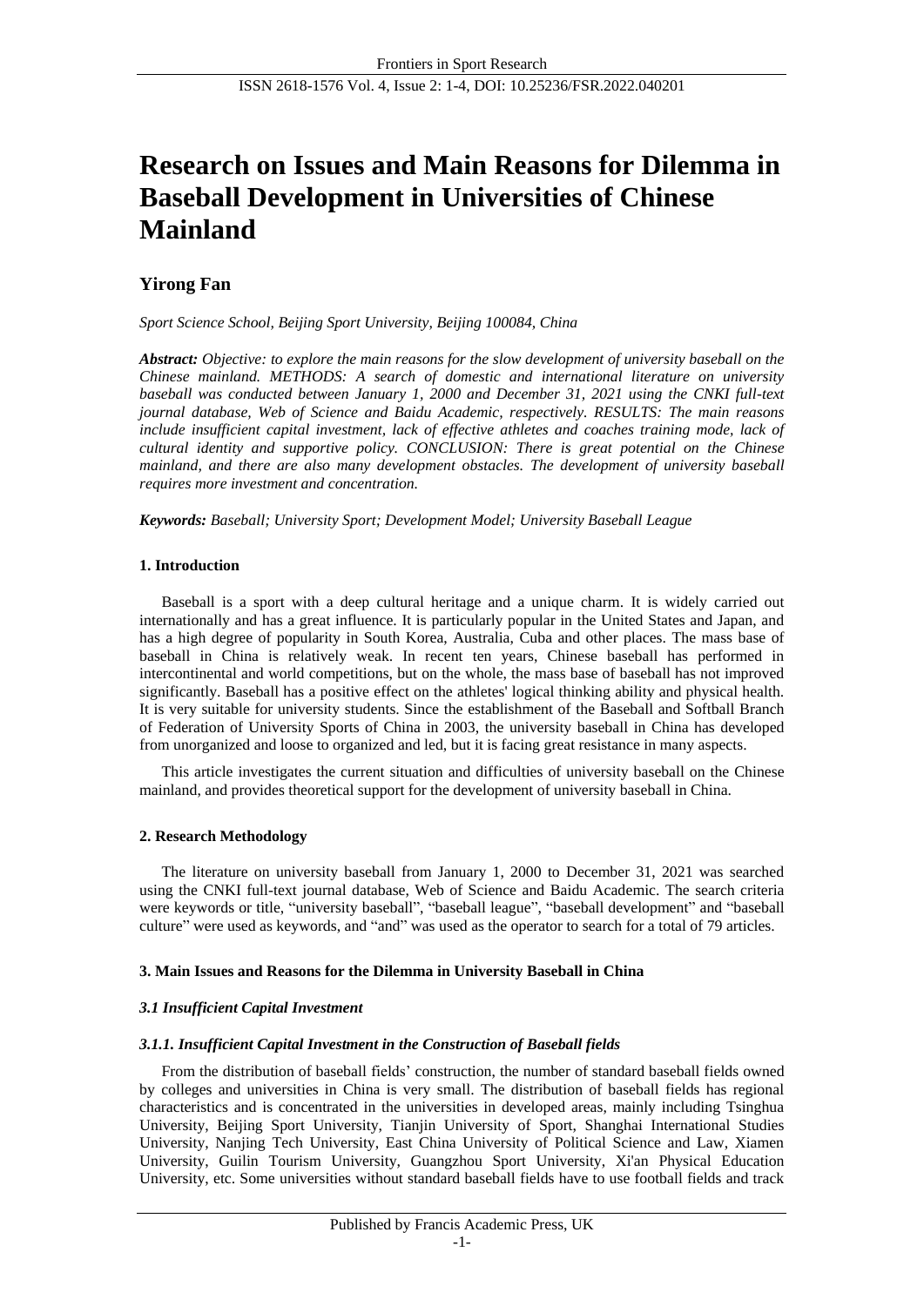# Research on Issues and Main Reasons for Dilemma in Baseball Development in Universities of Chinese Mainland

**Yirong Fan**

*Sport Science School, Beijing Sport University, Beijing 100084, China*

***Abstract:*** *Objective: to explore the main reasons for the slow development of university baseball on the Chinese mainland. METHODS: A search of domestic and international literature on university baseball was conducted between January 1, 2000 and December 31, 2021 using the CNKI full-text journal database, Web of Science and Baidu Academic, respectively. RESULTS: The main reasons include insufficient capital investment, lack of effective athletes and coaches training mode, lack of cultural identity and supportive policy. CONCLUSION: There is great potential on the Chinese mainland, and there are also many development obstacles. The development of university baseball requires more investment and concentration.*

***Keywords:*** *Baseball; University Sport; Development Model; University Baseball League*

## 1. Introduction

Baseball is a sport with a deep cultural heritage and a unique charm. It is widely carried out internationally and has a great influence. It is particularly popular in the United States and Japan, and has a high degree of popularity in South Korea, Australia, Cuba and other places. The mass base of baseball in China is relatively weak. In recent ten years, Chinese baseball has performed in intercontinental and world competitions, but on the whole, the mass base of baseball has not improved significantly. Baseball has a positive effect on the athletes' logical thinking ability and physical health. It is very suitable for university students. Since the establishment of the Baseball and Softball Branch of Federation of University Sports of China in 2003, the university baseball in China has developed from unorganized and loose to organized and led, but it is facing great resistance in many aspects.

This article investigates the current situation and difficulties of university baseball on the Chinese mainland, and provides theoretical support for the development of university baseball in China.

## 2. Research Methodology

The literature on university baseball from January 1, 2000 to December 31, 2021 was searched using the CNKI full-text journal database, Web of Science and Baidu Academic. The search criteria were keywords or title, "university baseball", "baseball league", "baseball development" and "baseball culture" were used as keywords, and "and" was used as the operator to search for a total of 79 articles.

## 3. Main Issues and Reasons for the Dilemma in University Baseball in China

### *3.1 Insufficient Capital Investment*

#### *3.1.1. Insufficient Capital Investment in the Construction of Baseball fields*

From the distribution of baseball fields' construction, the number of standard baseball fields owned by colleges and universities in China is very small. The distribution of baseball fields has regional characteristics and is concentrated in the universities in developed areas, mainly including Tsinghua University, Beijing Sport University, Tianjin University of Sport, Shanghai International Studies University, Nanjing Tech University, East China University of Political Science and Law, Xiamen University, Guilin Tourism University, Guangzhou Sport University, Xi'an Physical Education University, etc. Some universities without standard baseball fields have to use football fields and track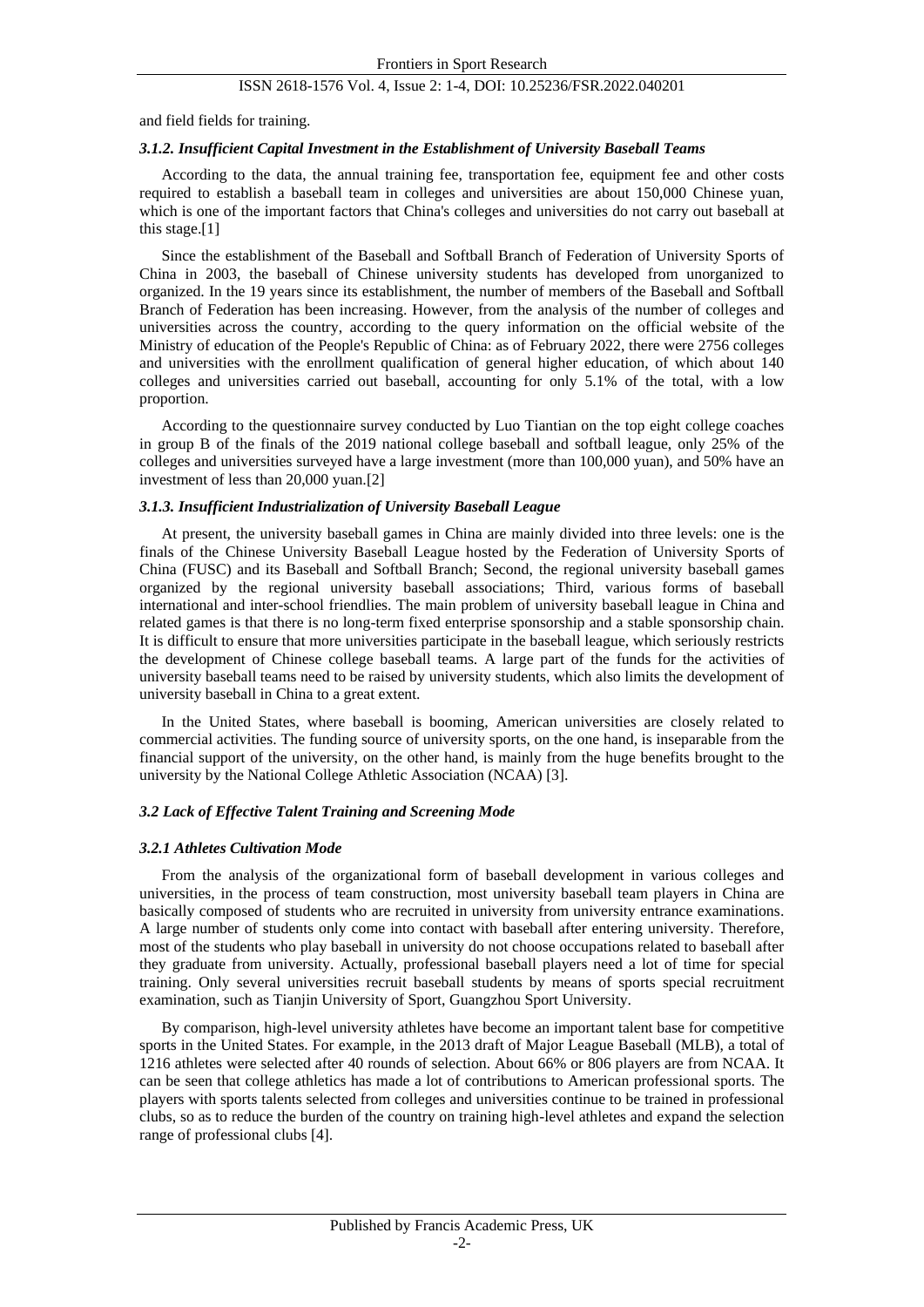and field fields for training.

#### *3.1.2. Insufficient Capital Investment in the Establishment of University Baseball Teams*

According to the data, the annual training fee, transportation fee, equipment fee and other costs required to establish a baseball team in colleges and universities are about 150,000 Chinese yuan, which is one of the important factors that China's colleges and universities do not carry out baseball at this stage.[1]

Since the establishment of the Baseball and Softball Branch of Federation of University Sports of China in 2003, the baseball of Chinese university students has developed from unorganized to organized. In the 19 years since its establishment, the number of members of the Baseball and Softball Branch of Federation has been increasing. However, from the analysis of the number of colleges and universities across the country, according to the query information on the official website of the Ministry of education of the People's Republic of China: as of February 2022, there were 2756 colleges and universities with the enrollment qualification of general higher education, of which about 140 colleges and universities carried out baseball, accounting for only 5.1% of the total, with a low proportion.

According to the questionnaire survey conducted by Luo Tiantian on the top eight college coaches in group B of the finals of the 2019 national college baseball and softball league, only 25% of the colleges and universities surveyed have a large investment (more than 100,000 yuan), and 50% have an investment of less than 20,000 yuan.[2]

#### *3.1.3. Insufficient Industrialization of University Baseball League*

At present, the university baseball games in China are mainly divided into three levels: one is the finals of the Chinese University Baseball League hosted by the Federation of University Sports of China (FUSC) and its Baseball and Softball Branch; Second, the regional university baseball games organized by the regional university baseball associations; Third, various forms of baseball international and inter-school friendlies. The main problem of university baseball league in China and related games is that there is no long-term fixed enterprise sponsorship and a stable sponsorship chain. It is difficult to ensure that more universities participate in the baseball league, which seriously restricts the development of Chinese college baseball teams. A large part of the funds for the activities of university baseball teams need to be raised by university students, which also limits the development of university baseball in China to a great extent.

In the United States, where baseball is booming, American universities are closely related to commercial activities. The funding source of university sports, on the one hand, is inseparable from the financial support of the university, on the other hand, is mainly from the huge benefits brought to the university by the National College Athletic Association (NCAA) [3].

### *3.2 Lack of Effective Talent Training and Screening Mode*

#### *3.2.1 Athletes Cultivation Mode*

From the analysis of the organizational form of baseball development in various colleges and universities, in the process of team construction, most university baseball team players in China are basically composed of students who are recruited in university from university entrance examinations. A large number of students only come into contact with baseball after entering university. Therefore, most of the students who play baseball in university do not choose occupations related to baseball after they graduate from university. Actually, professional baseball players need a lot of time for special training. Only several universities recruit baseball students by means of sports special recruitment examination, such as Tianjin University of Sport, Guangzhou Sport University.

By comparison, high-level university athletes have become an important talent base for competitive sports in the United States. For example, in the 2013 draft of Major League Baseball (MLB), a total of 1216 athletes were selected after 40 rounds of selection. About 66% or 806 players are from NCAA. It can be seen that college athletics has made a lot of contributions to American professional sports. The players with sports talents selected from colleges and universities continue to be trained in professional clubs, so as to reduce the burden of the country on training high-level athletes and expand the selection range of professional clubs [4].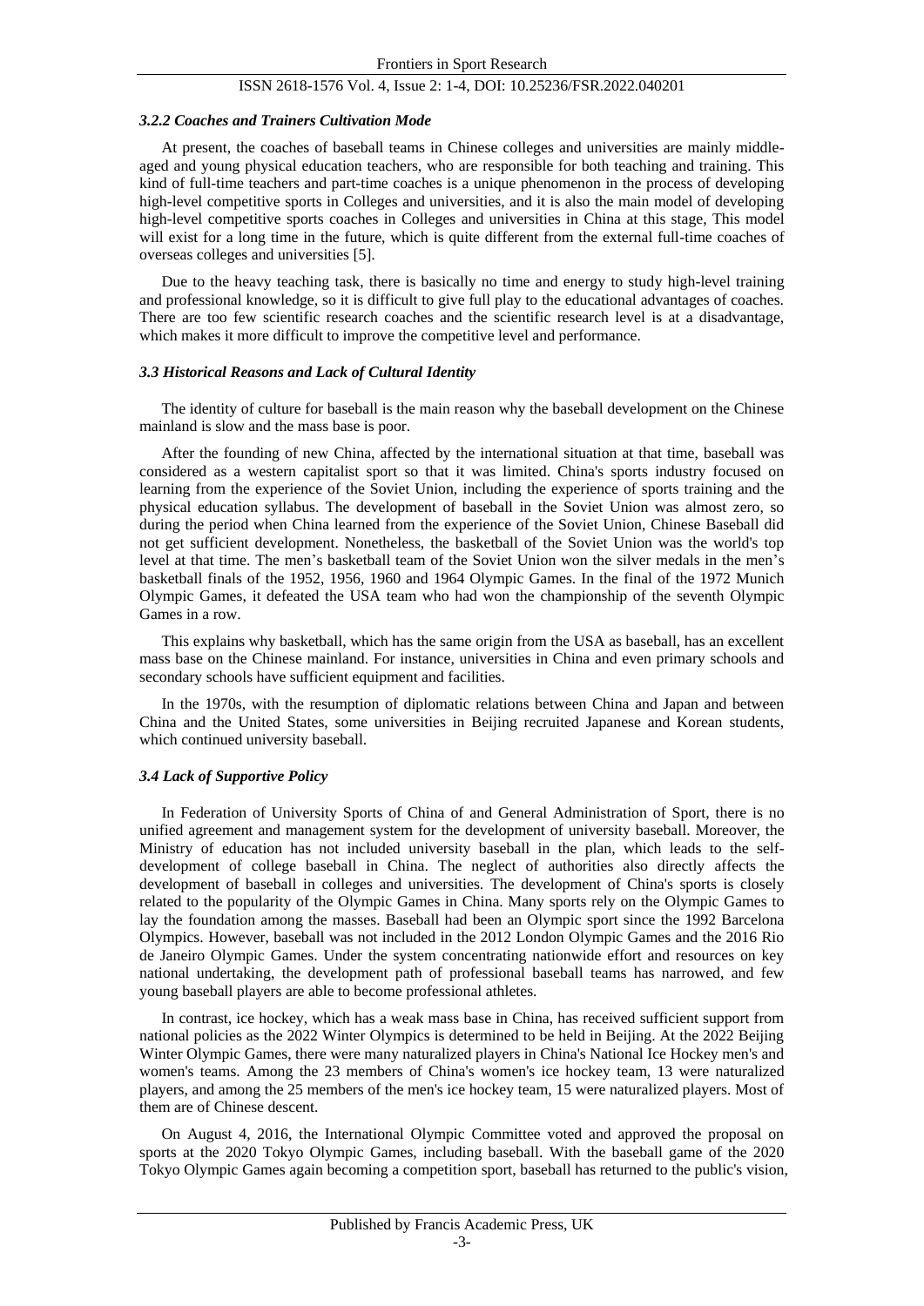#### *3.2.2 Coaches and Trainers Cultivation Mode*

At present, the coaches of baseball teams in Chinese colleges and universities are mainly middle-aged and young physical education teachers, who are responsible for both teaching and training. This kind of full-time teachers and part-time coaches is a unique phenomenon in the process of developing high-level competitive sports in Colleges and universities, and it is also the main model of developing high-level competitive sports coaches in Colleges and universities in China at this stage, This model will exist for a long time in the future, which is quite different from the external full-time coaches of overseas colleges and universities [5].

Due to the heavy teaching task, there is basically no time and energy to study high-level training and professional knowledge, so it is difficult to give full play to the educational advantages of coaches. There are too few scientific research coaches and the scientific research level is at a disadvantage, which makes it more difficult to improve the competitive level and performance.

### *3.3 Historical Reasons and Lack of Cultural Identity*

The identity of culture for baseball is the main reason why the baseball development on the Chinese mainland is slow and the mass base is poor.

After the founding of new China, affected by the international situation at that time, baseball was considered as a western capitalist sport so that it was limited. China's sports industry focused on learning from the experience of the Soviet Union, including the experience of sports training and the physical education syllabus. The development of baseball in the Soviet Union was almost zero, so during the period when China learned from the experience of the Soviet Union, Chinese Baseball did not get sufficient development. Nonetheless, the basketball of the Soviet Union was the world's top level at that time. The men's basketball team of the Soviet Union won the silver medals in the men's basketball finals of the 1952, 1956, 1960 and 1964 Olympic Games. In the final of the 1972 Munich Olympic Games, it defeated the USA team who had won the championship of the seventh Olympic Games in a row.

This explains why basketball, which has the same origin from the USA as baseball, has an excellent mass base on the Chinese mainland. For instance, universities in China and even primary schools and secondary schools have sufficient equipment and facilities.

In the 1970s, with the resumption of diplomatic relations between China and Japan and between China and the United States, some universities in Beijing recruited Japanese and Korean students, which continued university baseball.

### *3.4 Lack of Supportive Policy*

In Federation of University Sports of China of and General Administration of Sport, there is no unified agreement and management system for the development of university baseball. Moreover, the Ministry of education has not included university baseball in the plan, which leads to the self-development of college baseball in China. The neglect of authorities also directly affects the development of baseball in colleges and universities. The development of China's sports is closely related to the popularity of the Olympic Games in China. Many sports rely on the Olympic Games to lay the foundation among the masses. Baseball had been an Olympic sport since the 1992 Barcelona Olympics. However, baseball was not included in the 2012 London Olympic Games and the 2016 Rio de Janeiro Olympic Games. Under the system concentrating nationwide effort and resources on key national undertaking, the development path of professional baseball teams has narrowed, and few young baseball players are able to become professional athletes.

In contrast, ice hockey, which has a weak mass base in China, has received sufficient support from national policies as the 2022 Winter Olympics is determined to be held in Beijing. At the 2022 Beijing Winter Olympic Games, there were many naturalized players in China's National Ice Hockey men's and women's teams. Among the 23 members of China's women's ice hockey team, 13 were naturalized players, and among the 25 members of the men's ice hockey team, 15 were naturalized players. Most of them are of Chinese descent.

On August 4, 2016, the International Olympic Committee voted and approved the proposal on sports at the 2020 Tokyo Olympic Games, including baseball. With the baseball game of the 2020 Tokyo Olympic Games again becoming a competition sport, baseball has returned to the public's vision,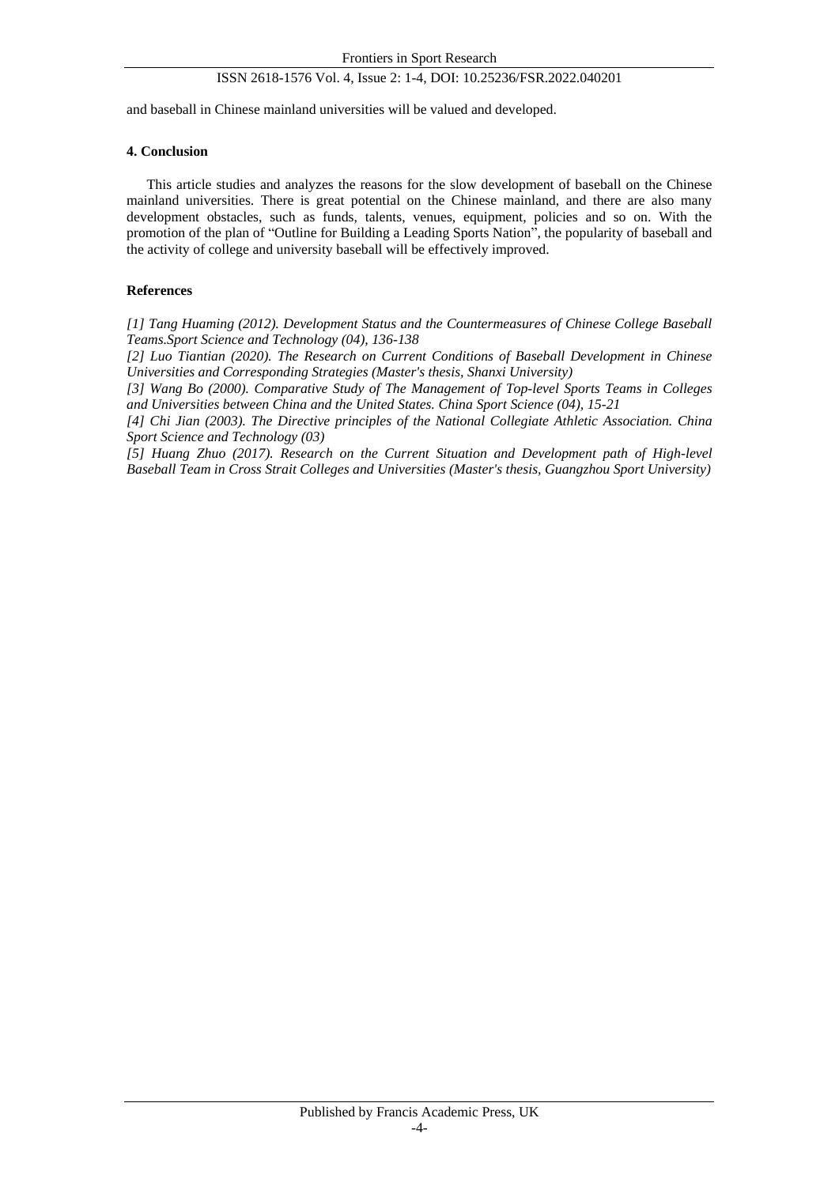and baseball in Chinese mainland universities will be valued and developed.

## 4. Conclusion

This article studies and analyzes the reasons for the slow development of baseball on the Chinese mainland universities. There is great potential on the Chinese mainland, and there are also many development obstacles, such as funds, talents, venues, equipment, policies and so on. With the promotion of the plan of "Outline for Building a Leading Sports Nation", the popularity of baseball and the activity of college and university baseball will be effectively improved.

## References

*[1] Tang Huaming (2012). Development Status and the Countermeasures of Chinese College Baseball Teams.Sport Science and Technology (04), 136-138*

*[2] Luo Tiantian (2020). The Research on Current Conditions of Baseball Development in Chinese Universities and Corresponding Strategies (Master's thesis, Shanxi University)*

*[3] Wang Bo (2000). Comparative Study of The Management of Top-level Sports Teams in Colleges and Universities between China and the United States. China Sport Science (04), 15-21*

*[4] Chi Jian (2003). The Directive principles of the National Collegiate Athletic Association. China Sport Science and Technology (03)*

*[5] Huang Zhuo (2017). Research on the Current Situation and Development path of High-level Baseball Team in Cross Strait Colleges and Universities (Master's thesis, Guangzhou Sport University)*